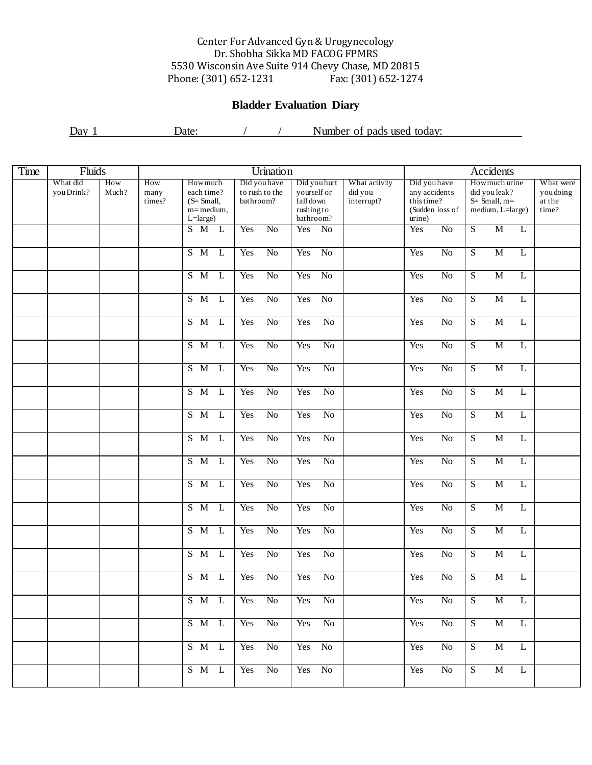Center For Advanced Gyn & Urogynecology
Dr. Shobha Sikka MD FACOG FPMRS
5530 Wisconsin Ave Suite 914 Chevy Chase, MD 20815
Phone: (301) 652-1231 Fax: (301) 652-1274

## Bladder Evaluation Diary

Day 1 Date: / / Number of pads used today:

| Time | Fluids | | Urination | | | | | Accidents | | |
|---|---|---|---|---|---|---|---|---|---|---|
| | What did you Drink? | How Much? | How many times? | How much each time? (S= Small, m= medium, L=large) | Did you have to rush to the bathroom? | Did you hurt yourself or fall down rushing to bathroom? | What activity did you interrupt? | Did you have any accidents this time? (Sudden loss of urine) | How much urine did you leak? S= Small, m= medium, L=large) | What were you doing at the time? |
| | | | | S M L | Yes No | Yes No | | Yes No | S M L | |
| | | | | S M L | Yes No | Yes No | | Yes No | S M L | |
| | | | | S M L | Yes No | Yes No | | Yes No | S M L | |
| | | | | S M L | Yes No | Yes No | | Yes No | S M L | |
| | | | | S M L | Yes No | Yes No | | Yes No | S M L | |
| | | | | S M L | Yes No | Yes No | | Yes No | S M L | |
| | | | | S M L | Yes No | Yes No | | Yes No | S M L | |
| | | | | S M L | Yes No | Yes No | | Yes No | S M L | |
| | | | | S M L | Yes No | Yes No | | Yes No | S M L | |
| | | | | S M L | Yes No | Yes No | | Yes No | S M L | |
| | | | | S M L | Yes No | Yes No | | Yes No | S M L | |
| | | | | S M L | Yes No | Yes No | | Yes No | S M L | |
| | | | | S M L | Yes No | Yes No | | Yes No | S M L | |
| | | | | S M L | Yes No | Yes No | | Yes No | S M L | |
| | | | | S M L | Yes No | Yes No | | Yes No | S M L | |
| | | | | S M L | Yes No | Yes No | | Yes No | S M L | |
| | | | | S M L | Yes No | Yes No | | Yes No | S M L | |
| | | | | S M L | Yes No | Yes No | | Yes No | S M L | |
| | | | | S M L | Yes No | Yes No | | Yes No | S M L | |
| | | | | S M L | Yes No | Yes No | | Yes No | S M L | |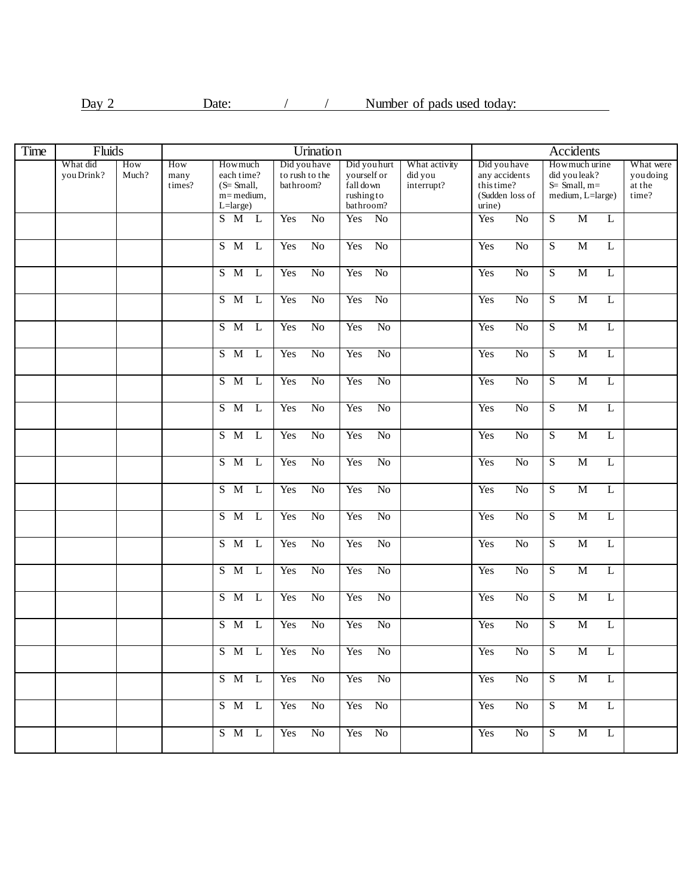Day 2 Date: / / Number of pads used today:

| Time | Fluids | | Urination | | | | | Accidents | | |
|---|---|---|---|---|---|---|---|---|---|---|
| | What did you Drink? | How Much? | How many times? | How much each time? (S= Small, m= medium, L=large) | Did you have to rush to the bathroom? | Did you hurt yourself or fall down rushing to bathroom? | What activity did you interrupt? | Did you have any accidents this time? (Sudden loss of urine) | How much urine did you leak? S= Small, m= medium, L=large) | What were you doing at the time? |
| | | | | S M L | Yes No | Yes No | | Yes No | S M L | |
| | | | | S M L | Yes No | Yes No | | Yes No | S M L | |
| | | | | S M L | Yes No | Yes No | | Yes No | S M L | |
| | | | | S M L | Yes No | Yes No | | Yes No | S M L | |
| | | | | S M L | Yes No | Yes No | | Yes No | S M L | |
| | | | | S M L | Yes No | Yes No | | Yes No | S M L | |
| | | | | S M L | Yes No | Yes No | | Yes No | S M L | |
| | | | | S M L | Yes No | Yes No | | Yes No | S M L | |
| | | | | S M L | Yes No | Yes No | | Yes No | S M L | |
| | | | | S M L | Yes No | Yes No | | Yes No | S M L | |
| | | | | S M L | Yes No | Yes No | | Yes No | S M L | |
| | | | | S M L | Yes No | Yes No | | Yes No | S M L | |
| | | | | S M L | Yes No | Yes No | | Yes No | S M L | |
| | | | | S M L | Yes No | Yes No | | Yes No | S M L | |
| | | | | S M L | Yes No | Yes No | | Yes No | S M L | |
| | | | | S M L | Yes No | Yes No | | Yes No | S M L | |
| | | | | S M L | Yes No | Yes No | | Yes No | S M L | |
| | | | | S M L | Yes No | Yes No | | Yes No | S M L | |
| | | | | S M L | Yes No | Yes No | | Yes No | S M L | |
| | | | | S M L | Yes No | Yes No | | Yes No | S M L | |